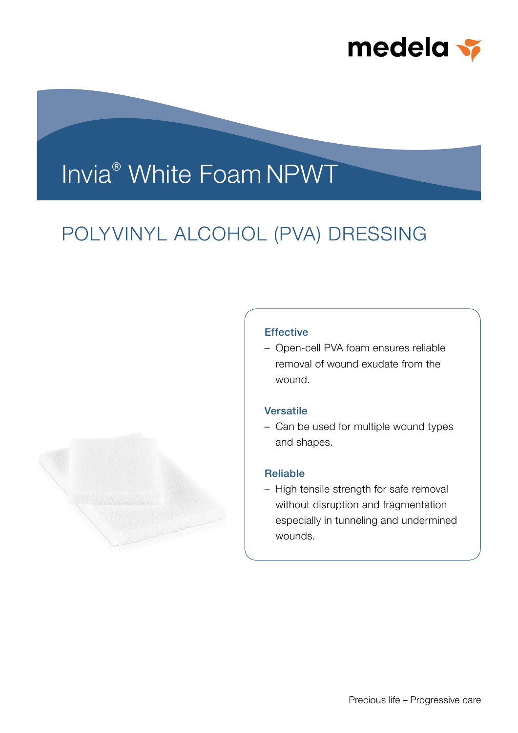medela

# Invia® White Foam NPWT

## POLYVINYL ALCOHOL (PVA) DRESSING

### Effective

- Open-cell PVA foam ensures reliable removal of wound exudate from the wound.

### Versatile

- Can be used for multiple wound types and shapes.

### Reliable

- High tensile strength for safe removal without disruption and fragmentation especially in tunneling and undermined wounds.

Precious life – Progressive care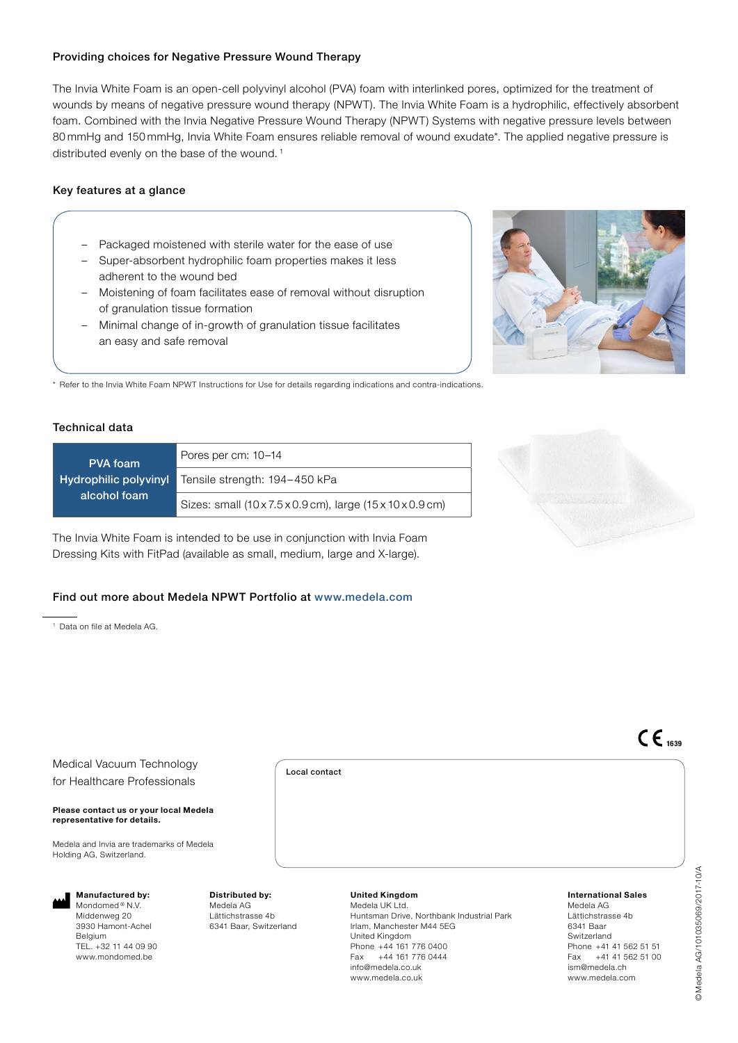### Providing choices for Negative Pressure Wound Therapy

The Invia White Foam is an open-cell polyvinyl alcohol (PVA) foam with interlinked pores, optimized for the treatment of wounds by means of negative pressure wound therapy (NPWT). The Invia White Foam is a hydrophilic, effectively absorbent foam. Combined with the Invia Negative Pressure Wound Therapy (NPWT) Systems with negative pressure levels between 80 mmHg and 150 mmHg, Invia White Foam ensures reliable removal of wound exudate*. The applied negative pressure is distributed evenly on the base of the wound.[1]

### Key features at a glance

- Packaged moistened with sterile water for the ease of use
- Super-absorbent hydrophilic foam properties makes it less adherent to the wound bed
- Moistening of foam facilitates ease of removal without disruption of granulation tissue formation
- Minimal change of in-growth of granulation tissue facilitates an easy and safe removal

\* Refer to the Invia White Foam NPWT Instructions for Use for details regarding indications and contra-indications.

### Technical data

| | |
|---|---|
| PVA foam Hydrophilic polyvinyl alcohol foam | Pores per cm: 10–14 |
| | Tensile strength: 194–450 kPa |
| | Sizes: small (10 x 7.5 x 0.9 cm), large (15 x 10 x 0.9 cm) |

The Invia White Foam is intended to be use in conjunction with Invia Foam Dressing Kits with FitPad (available as small, medium, large and X-large).

### Find out more about Medela NPWT Portfolio at www.medela.com

[1] Data on file at Medela AG.

CE 1639

Medical Vacuum Technology for Healthcare Professionals

**Please contact us or your local Medela representative for details.**

Medela and Invia are trademarks of Medela Holding AG, Switzerland.

**Local contact**

**Manufactured by:**
Mondomed® N.V.
Middenweg 20
3930 Hamont-Achel
Belgium
TEL. +32 11 44 09 90
www.mondomed.be

**Distributed by:**
Medela AG
Lättichstrasse 4b
6341 Baar, Switzerland

**United Kingdom**
Medela UK Ltd.
Huntsman Drive, Northbank Industrial Park
Irlam, Manchester M44 5EG
United Kingdom
Phone +44 161 776 0400
Fax +44 161 776 0444
info@medela.co.uk
www.medela.co.uk

**International Sales**
Medela AG
Lättichstrasse 4b
6341 Baar
Switzerland
Phone +41 41 562 51 51
Fax +41 41 562 51 00
ism@medela.ch
www.medela.com

©Medela AG/101035069/2017-10/A